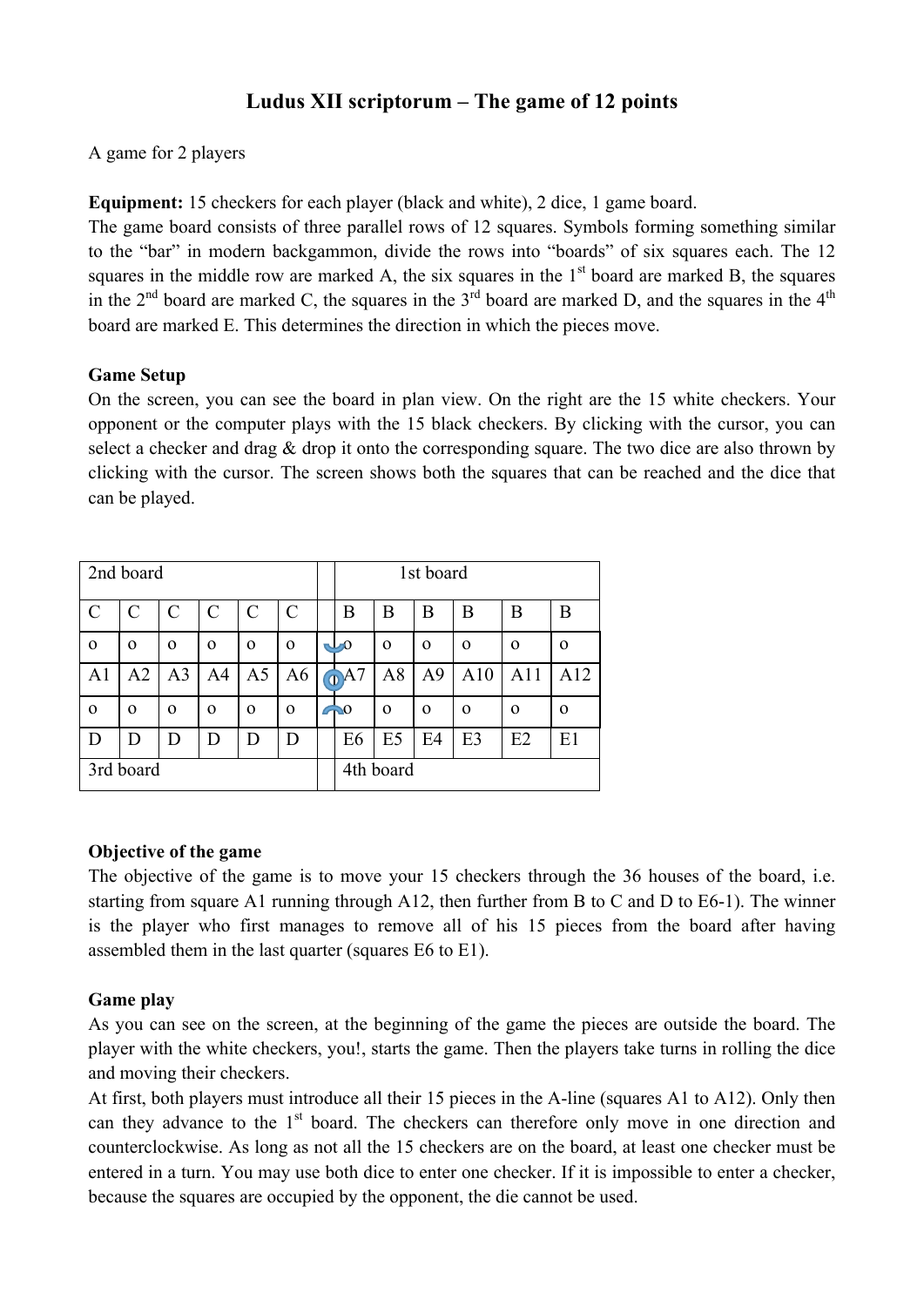# Ludus XII scriptorum – The game of 12 points

A game for 2 players

**Equipment:** 15 checkers for each player (black and white), 2 dice, 1 game board.
The game board consists of three parallel rows of 12 squares. Symbols forming something similar to the "bar" in modern backgammon, divide the rows into "boards" of six squares each. The 12 squares in the middle row are marked A, the six squares in the 1st board are marked B, the squares in the 2nd board are marked C, the squares in the 3rd board are marked D, and the squares in the 4th board are marked E. This determines the direction in which the pieces move.

## Game Setup

On the screen, you can see the board in plan view. On the right are the 15 white checkers. Your opponent or the computer plays with the 15 black checkers. By clicking with the cursor, you can select a checker and drag & drop it onto the corresponding square. The two dice are also thrown by clicking with the cursor. The screen shows both the squares that can be reached and the dice that can be played.

| 2nd board | | | | | | | 1st board | | | | | |
|---|---|---|---|---|---|---|---|---|---|---|---|---|
| C | C | C | C | C | C | | B | B | B | B | B | B |
| o | o | o | o | o | o | | o | o | o | o | o | o |
| A1 | A2 | A3 | A4 | A5 | A6 | | A7 | A8 | A9 | A10 | A11 | A12 |
| o | o | o | o | o | o | | o | o | o | o | o | o |
| D | D | D | D | D | D | | E6 | E5 | E4 | E3 | E2 | E1 |
| 3rd board | | | | | | | 4th board | | | | | |

## Objective of the game

The objective of the game is to move your 15 checkers through the 36 houses of the board, i.e. starting from square A1 running through A12, then further from B to C and D to E6-1). The winner is the player who first manages to remove all of his 15 pieces from the board after having assembled them in the last quarter (squares E6 to E1).

## Game play

As you can see on the screen, at the beginning of the game the pieces are outside the board. The player with the white checkers, you!, starts the game. Then the players take turns in rolling the dice and moving their checkers.

At first, both players must introduce all their 15 pieces in the A-line (squares A1 to A12). Only then can they advance to the 1st board. The checkers can therefore only move in one direction and counterclockwise. As long as not all the 15 checkers are on the board, at least one checker must be entered in a turn. You may use both dice to enter one checker. If it is impossible to enter a checker, because the squares are occupied by the opponent, the die cannot be used.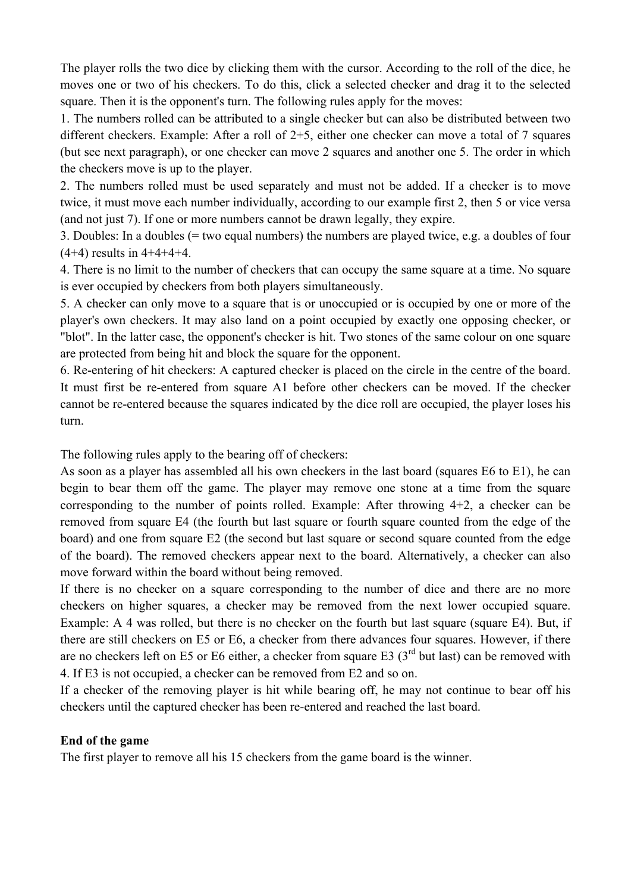The player rolls the two dice by clicking them with the cursor. According to the roll of the dice, he moves one or two of his checkers. To do this, click a selected checker and drag it to the selected square. Then it is the opponent's turn. The following rules apply for the moves:

1. The numbers rolled can be attributed to a single checker but can also be distributed between two different checkers. Example: After a roll of 2+5, either one checker can move a total of 7 squares (but see next paragraph), or one checker can move 2 squares and another one 5. The order in which the checkers move is up to the player.
2. The numbers rolled must be used separately and must not be added. If a checker is to move twice, it must move each number individually, according to our example first 2, then 5 or vice versa (and not just 7). If one or more numbers cannot be drawn legally, they expire.
3. Doubles: In a doubles (= two equal numbers) the numbers are played twice, e.g. a doubles of four (4+4) results in 4+4+4+4.
4. There is no limit to the number of checkers that can occupy the same square at a time. No square is ever occupied by checkers from both players simultaneously.
5. A checker can only move to a square that is or unoccupied or is occupied by one or more of the player's own checkers. It may also land on a point occupied by exactly one opposing checker, or "blot". In the latter case, the opponent's checker is hit. Two stones of the same colour on one square are protected from being hit and block the square for the opponent.
6. Re-entering of hit checkers: A captured checker is placed on the circle in the centre of the board. It must first be re-entered from square A1 before other checkers can be moved. If the checker cannot be re-entered because the squares indicated by the dice roll are occupied, the player loses his turn.

The following rules apply to the bearing off of checkers:

As soon as a player has assembled all his own checkers in the last board (squares E6 to E1), he can begin to bear them off the game. The player may remove one stone at a time from the square corresponding to the number of points rolled. Example: After throwing 4+2, a checker can be removed from square E4 (the fourth but last square or fourth square counted from the edge of the board) and one from square E2 (the second but last square or second square counted from the edge of the board). The removed checkers appear next to the board. Alternatively, a checker can also move forward within the board without being removed.

If there is no checker on a square corresponding to the number of dice and there are no more checkers on higher squares, a checker may be removed from the next lower occupied square. Example: A 4 was rolled, but there is no checker on the fourth but last square (square E4). But, if there are still checkers on E5 or E6, a checker from there advances four squares. However, if there are no checkers left on E5 or E6 either, a checker from square E3 (3rd but last) can be removed with 4. If E3 is not occupied, a checker can be removed from E2 and so on.

If a checker of the removing player is hit while bearing off, he may not continue to bear off his checkers until the captured checker has been re-entered and reached the last board.

**End of the game**

The first player to remove all his 15 checkers from the game board is the winner.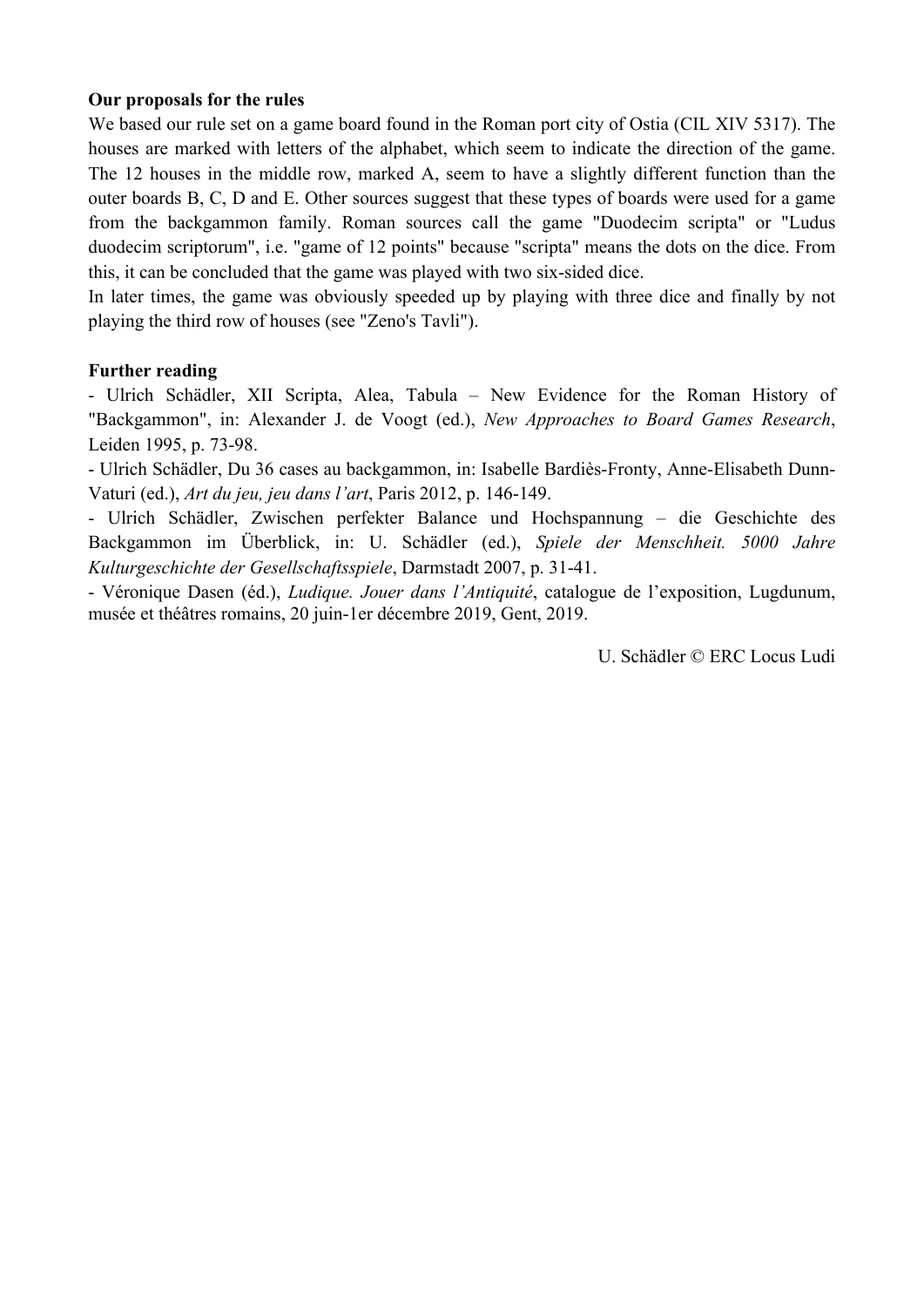**Our proposals for the rules**

We based our rule set on a game board found in the Roman port city of Ostia (CIL XIV 5317). The houses are marked with letters of the alphabet, which seem to indicate the direction of the game. The 12 houses in the middle row, marked A, seem to have a slightly different function than the outer boards B, C, D and E. Other sources suggest that these types of boards were used for a game from the backgammon family. Roman sources call the game "Duodecim scripta" or "Ludus duodecim scriptorum", i.e. "game of 12 points" because "scripta" means the dots on the dice. From this, it can be concluded that the game was played with two six-sided dice.

In later times, the game was obviously speeded up by playing with three dice and finally by not playing the third row of houses (see "Zeno's Tavli").

**Further reading**

- Ulrich Schädler, XII Scripta, Alea, Tabula – New Evidence for the Roman History of "Backgammon", in: Alexander J. de Voogt (ed.), *New Approaches to Board Games Research*, Leiden 1995, p. 73-98.
- Ulrich Schädler, Du 36 cases au backgammon, in: Isabelle Bardiès-Fronty, Anne-Elisabeth Dunn-Vaturi (ed.), *Art du jeu, jeu dans l'art*, Paris 2012, p. 146-149.
- Ulrich Schädler, Zwischen perfekter Balance und Hochspannung – die Geschichte des Backgammon im Überblick, in: U. Schädler (ed.), *Spiele der Menschheit. 5000 Jahre Kulturgeschichte der Gesellschaftsspiele*, Darmstadt 2007, p. 31-41.
- Véronique Dasen (éd.), *Ludique. Jouer dans l'Antiquité*, catalogue de l'exposition, Lugdunum, musée et théâtres romains, 20 juin-1er décembre 2019, Gent, 2019.

U. Schädler © ERC Locus Ludi